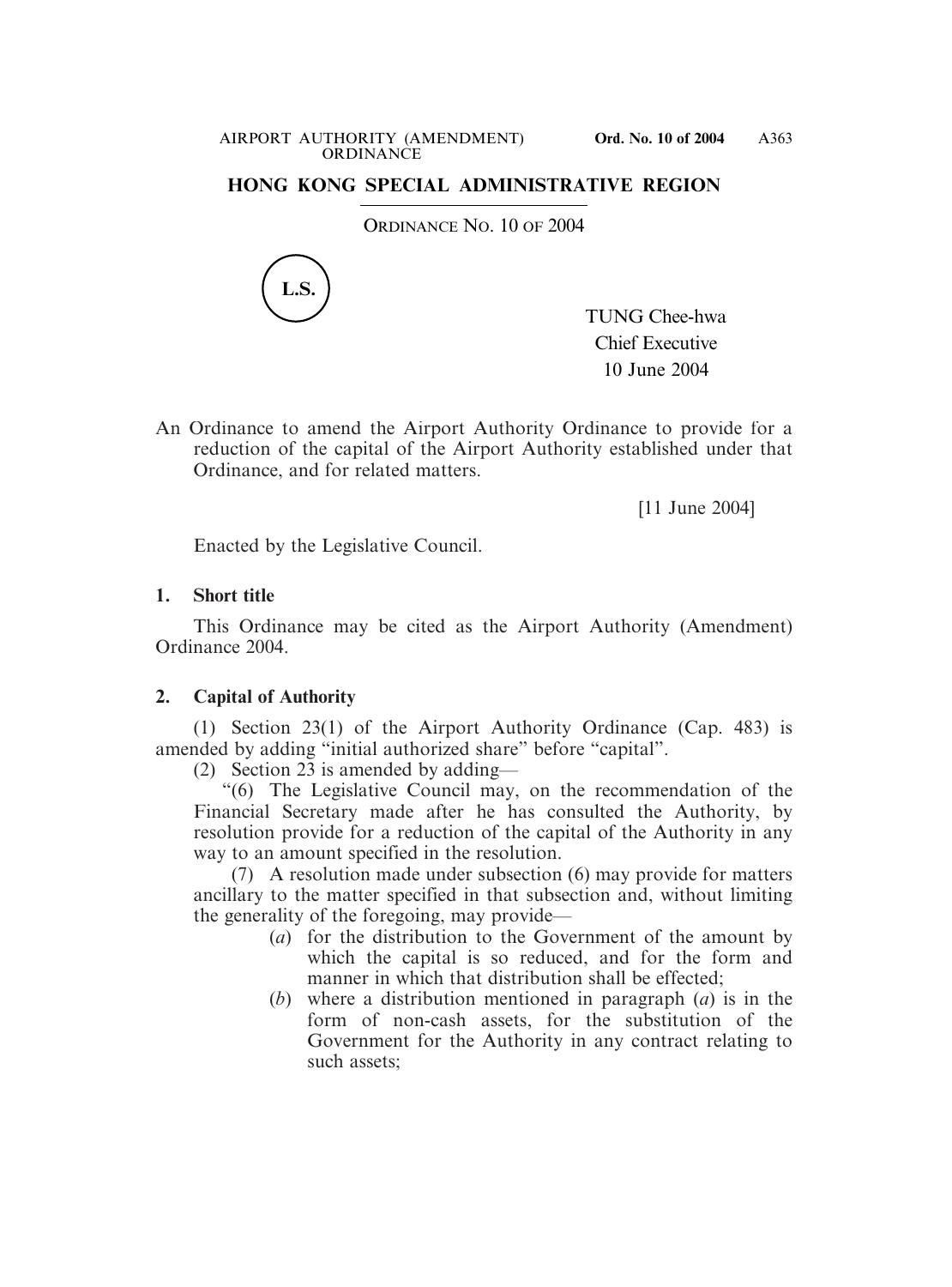# HONG KONG SPECIAL ADMINISTRATIVE REGION

ORDINANCE NO. 10 OF 2004

L.S.

TUNG Chee-hwa
Chief Executive
10 June 2004

An Ordinance to amend the Airport Authority Ordinance to provide for a reduction of the capital of the Airport Authority established under that Ordinance, and for related matters.

[11 June 2004]

Enacted by the Legislative Council.

**1. Short title**

This Ordinance may be cited as the Airport Authority (Amendment) Ordinance 2004.

**2. Capital of Authority**

(1) Section 23(1) of the Airport Authority Ordinance (Cap. 483) is amended by adding "initial authorized share" before "capital".

(2) Section 23 is amended by adding—

"(6) The Legislative Council may, on the recommendation of the Financial Secretary made after he has consulted the Authority, by resolution provide for a reduction of the capital of the Authority in any way to an amount specified in the resolution.

(7) A resolution made under subsection (6) may provide for matters ancillary to the matter specified in that subsection and, without limiting the generality of the foregoing, may provide—

(*a*) for the distribution to the Government of the amount by which the capital is so reduced, and for the form and manner in which that distribution shall be effected;

(*b*) where a distribution mentioned in paragraph (*a*) is in the form of non-cash assets, for the substitution of the Government for the Authority in any contract relating to such assets;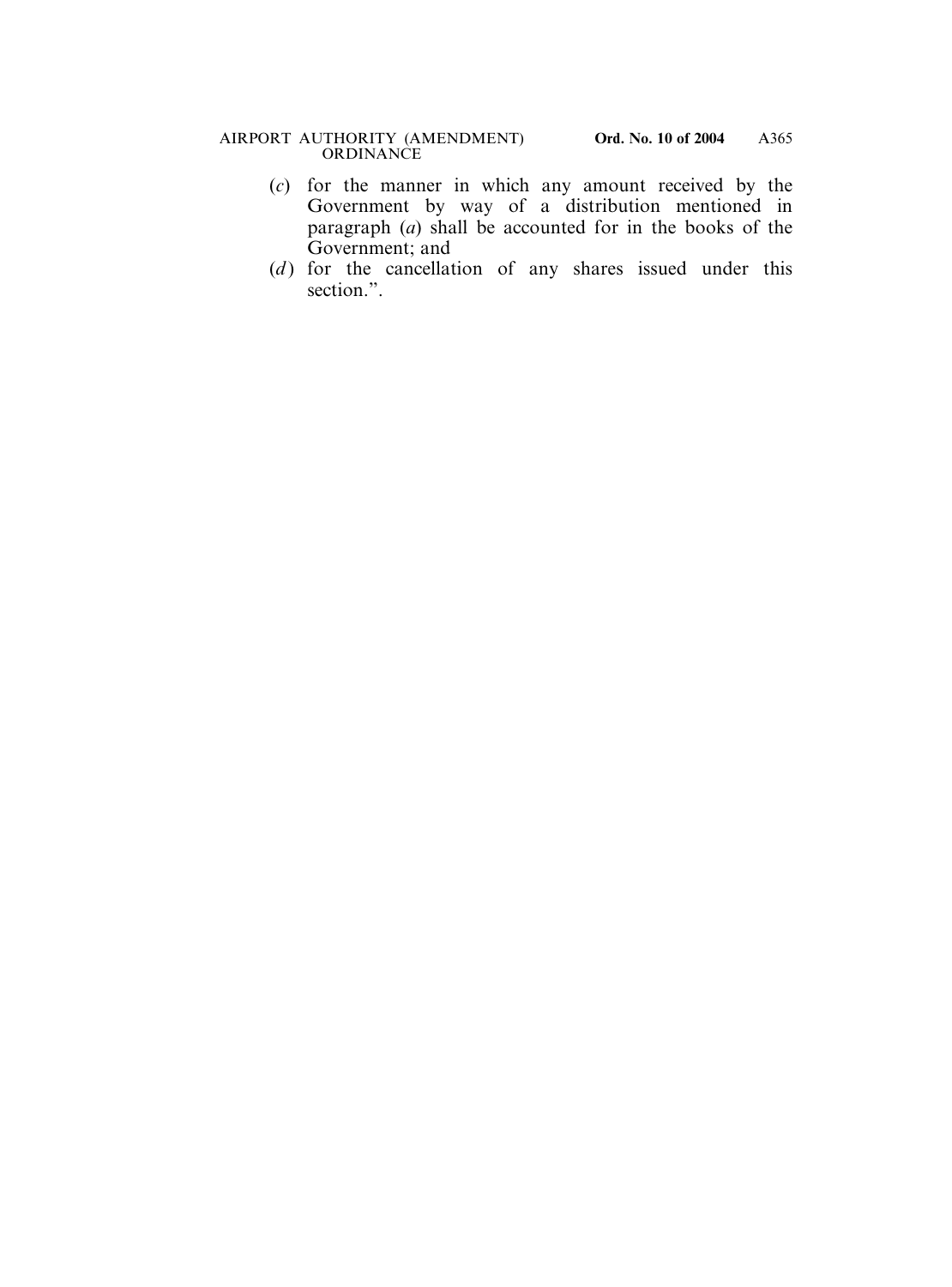(*c*) for the manner in which any amount received by the Government by way of a distribution mentioned in paragraph (*a*) shall be accounted for in the books of the Government; and

(*d*) for the cancellation of any shares issued under this section.".